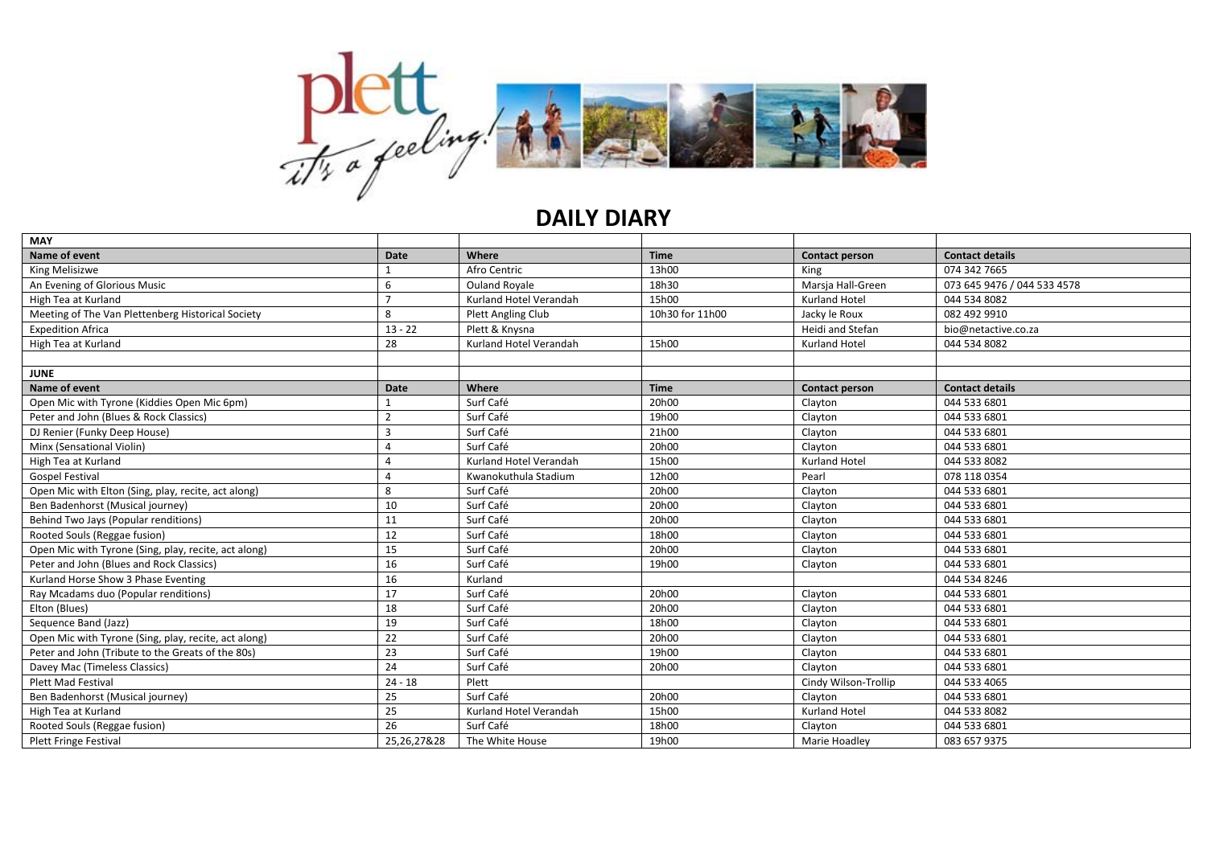# DAILY DIARY

| MAY | | | | | |
|---|---|---|---|---|---|
| **Name of event** | **Date** | **Where** | **Time** | **Contact person** | **Contact details** |
| King Melisizwe | 1 | Afro Centric | 13h00 | King | 074 342 7665 |
| An Evening of Glorious Music | 6 | Ouland Royale | 18h30 | Marsja Hall-Green | 073 645 9476 / 044 533 4578 |
| High Tea at Kurland | 7 | Kurland Hotel Verandah | 15h00 | Kurland Hotel | 044 534 8082 |
| Meeting of The Van Plettenberg Historical Society | 8 | Plett Angling Club | 10h30 for 11h00 | Jacky le Roux | 082 492 9910 |
| Expedition Africa | 13 - 22 | Plett & Knysna | | Heidi and Stefan | bio@netactive.co.za |
| High Tea at Kurland | 28 | Kurland Hotel Verandah | 15h00 | Kurland Hotel | 044 534 8082 |
| | | | | | |
| **JUNE** | | | | | |
| **Name of event** | **Date** | **Where** | **Time** | **Contact person** | **Contact details** |
| Open Mic with Tyrone (Kiddies Open Mic 6pm) | 1 | Surf Café | 20h00 | Clayton | 044 533 6801 |
| Peter and John (Blues & Rock Classics) | 2 | Surf Café | 19h00 | Clayton | 044 533 6801 |
| DJ Renier (Funky Deep House) | 3 | Surf Café | 21h00 | Clayton | 044 533 6801 |
| Minx (Sensational Violin) | 4 | Surf Café | 20h00 | Clayton | 044 533 6801 |
| High Tea at Kurland | 4 | Kurland Hotel Verandah | 15h00 | Kurland Hotel | 044 533 8082 |
| Gospel Festival | 4 | Kwanokuthula Stadium | 12h00 | Pearl | 078 118 0354 |
| Open Mic with Elton (Sing, play, recite, act along) | 8 | Surf Café | 20h00 | Clayton | 044 533 6801 |
| Ben Badenhorst (Musical journey) | 10 | Surf Café | 20h00 | Clayton | 044 533 6801 |
| Behind Two Jays (Popular renditions) | 11 | Surf Café | 20h00 | Clayton | 044 533 6801 |
| Rooted Souls (Reggae fusion) | 12 | Surf Café | 18h00 | Clayton | 044 533 6801 |
| Open Mic with Tyrone (Sing, play, recite, act along) | 15 | Surf Café | 20h00 | Clayton | 044 533 6801 |
| Peter and John (Blues and Rock Classics) | 16 | Surf Café | 19h00 | Clayton | 044 533 6801 |
| Kurland Horse Show 3 Phase Eventing | 16 | Kurland | | | 044 534 8246 |
| Ray Mcadams duo (Popular renditions) | 17 | Surf Café | 20h00 | Clayton | 044 533 6801 |
| Elton (Blues) | 18 | Surf Café | 20h00 | Clayton | 044 533 6801 |
| Sequence Band (Jazz) | 19 | Surf Café | 18h00 | Clayton | 044 533 6801 |
| Open Mic with Tyrone (Sing, play, recite, act along) | 22 | Surf Café | 20h00 | Clayton | 044 533 6801 |
| Peter and John (Tribute to the Greats of the 80s) | 23 | Surf Café | 19h00 | Clayton | 044 533 6801 |
| Davey Mac (Timeless Classics) | 24 | Surf Café | 20h00 | Clayton | 044 533 6801 |
| Plett Mad Festival | 24 - 18 | Plett | | Cindy Wilson-Trollip | 044 533 4065 |
| Ben Badenhorst (Musical journey) | 25 | Surf Café | 20h00 | Clayton | 044 533 6801 |
| High Tea at Kurland | 25 | Kurland Hotel Verandah | 15h00 | Kurland Hotel | 044 533 8082 |
| Rooted Souls (Reggae fusion) | 26 | Surf Café | 18h00 | Clayton | 044 533 6801 |
| Plett Fringe Festival | 25,26,27&28 | The White House | 19h00 | Marie Hoadley | 083 657 9375 |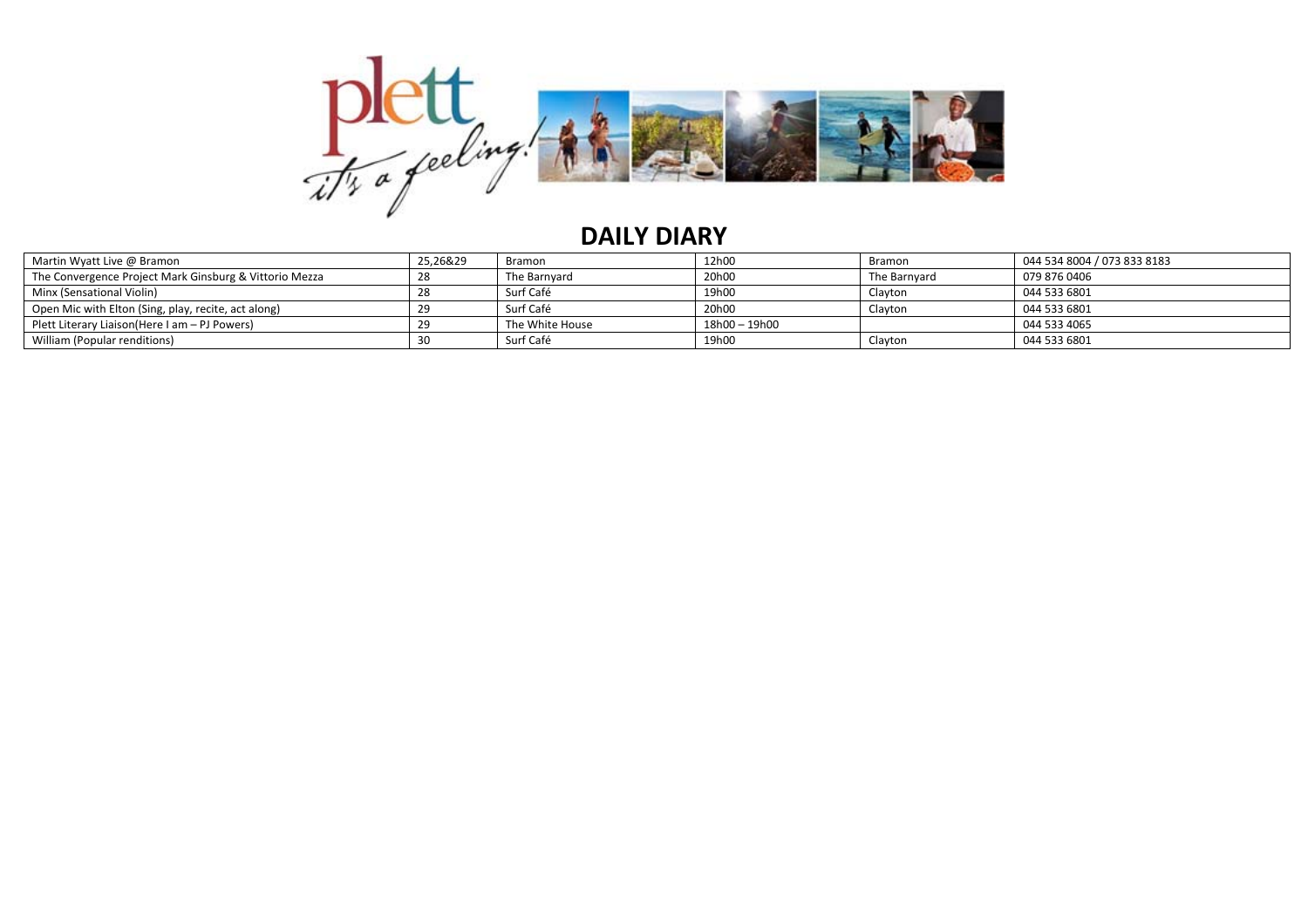## DAILY DIARY

| | | | | | |
|---|---|---|---|---|---|
| Martin Wyatt Live @ Bramon | 25,26&29 | Bramon | 12h00 | Bramon | 044 534 8004 / 073 833 8183 |
| The Convergence Project Mark Ginsburg & Vittorio Mezza | 28 | The Barnyard | 20h00 | The Barnyard | 079 876 0406 |
| Minx (Sensational Violin) | 28 | Surf Café | 19h00 | Clayton | 044 533 6801 |
| Open Mic with Elton (Sing, play, recite, act along) | 29 | Surf Café | 20h00 | Clayton | 044 533 6801 |
| Plett Literary Liaison(Here I am – PJ Powers) | 29 | The White House | 18h00 – 19h00 | | 044 533 4065 |
| William (Popular renditions) | 30 | Surf Café | 19h00 | Clayton | 044 533 6801 |